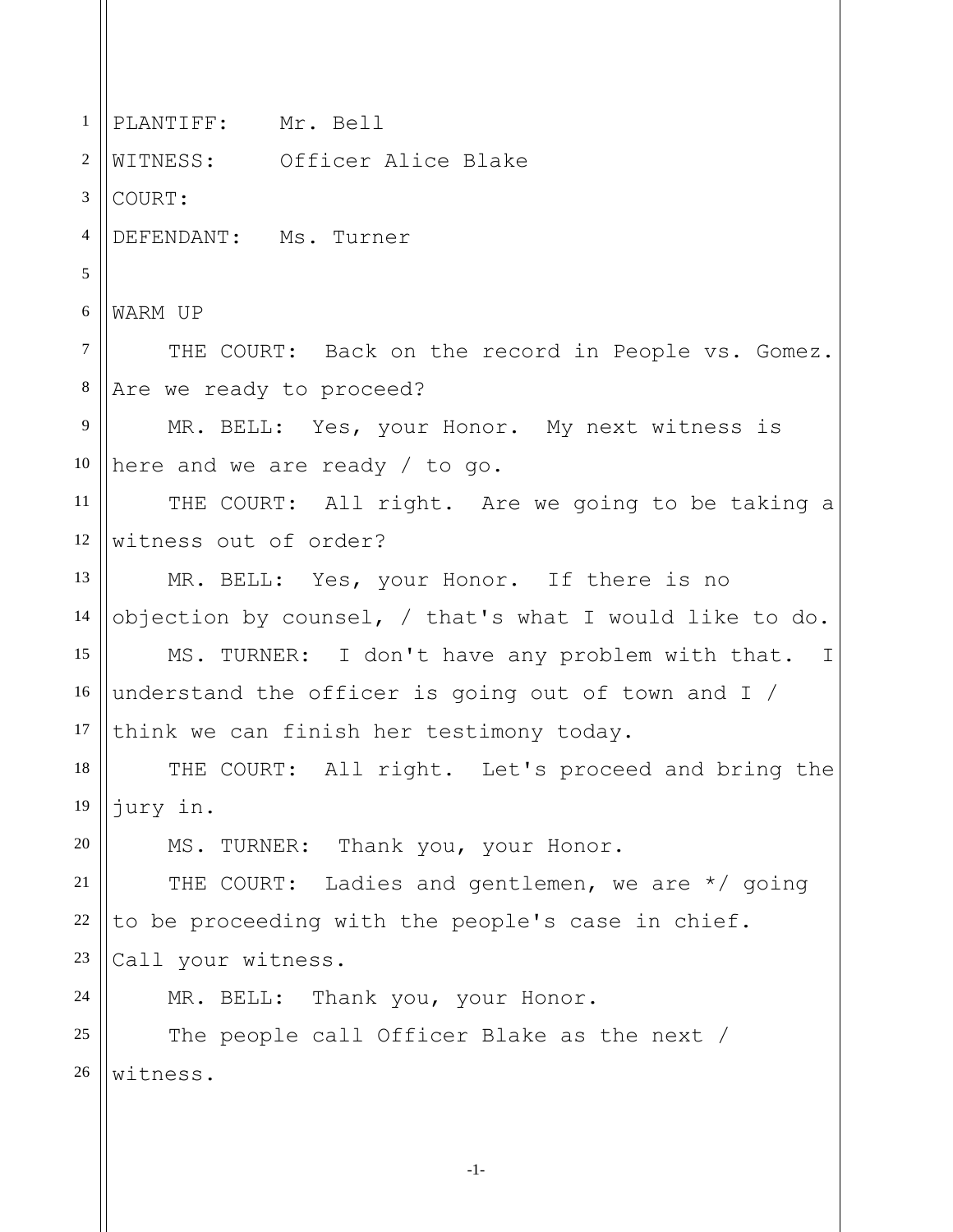PLANTIFF: Mr. Bell
WITNESS: Officer Alice Blake
COURT:
DEFENDANT: Ms. Turner

WARM UP

THE COURT: Back on the record in People vs. Gomez. Are we ready to proceed?

MR. BELL: Yes, your Honor. My next witness is here and we are ready / to go.

THE COURT: All right. Are we going to be taking a witness out of order?

MR. BELL: Yes, your Honor. If there is no objection by counsel, / that's what I would like to do.

MS. TURNER: I don't have any problem with that. I understand the officer is going out of town and I / think we can finish her testimony today.

THE COURT: All right. Let's proceed and bring the jury in.

MS. TURNER: Thank you, your Honor.

THE COURT: Ladies and gentlemen, we are */ going to be proceeding with the people's case in chief. Call your witness.

MR. BELL: Thank you, your Honor.

The people call Officer Blake as the next / witness.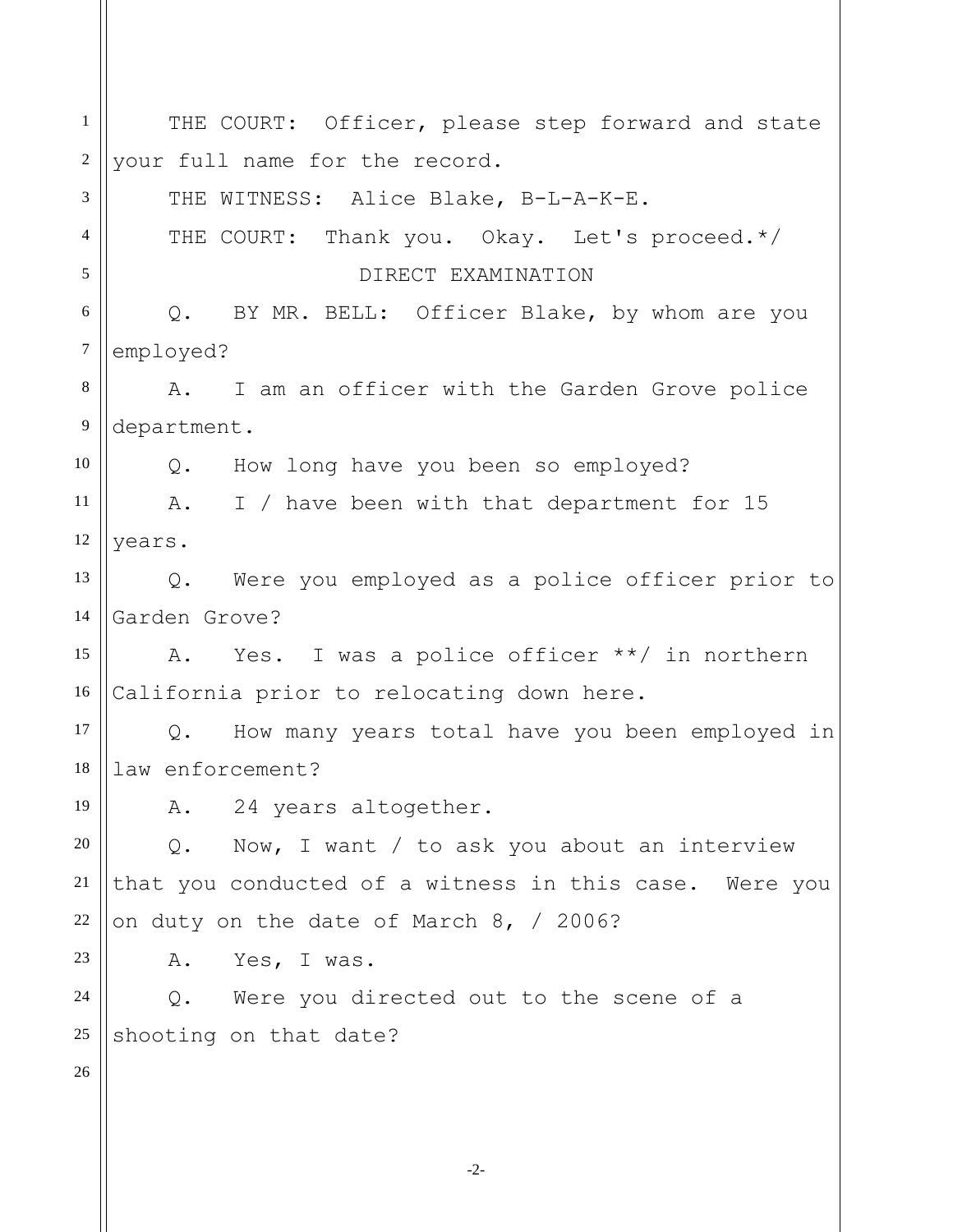THE COURT: Officer, please step forward and state your full name for the record.

THE WITNESS: Alice Blake, B-L-A-K-E.

THE COURT: Thank you. Okay. Let's proceed.*/

DIRECT EXAMINATION

Q. BY MR. BELL: Officer Blake, by whom are you employed?

A. I am an officer with the Garden Grove police department.

Q. How long have you been so employed?

A. I / have been with that department for 15 years.

Q. Were you employed as a police officer prior to Garden Grove?

A. Yes. I was a police officer **/ in northern California prior to relocating down here.

Q. How many years total have you been employed in law enforcement?

A. 24 years altogether.

Q. Now, I want / to ask you about an interview that you conducted of a witness in this case. Were you on duty on the date of March 8, / 2006?

A. Yes, I was.

Q. Were you directed out to the scene of a shooting on that date?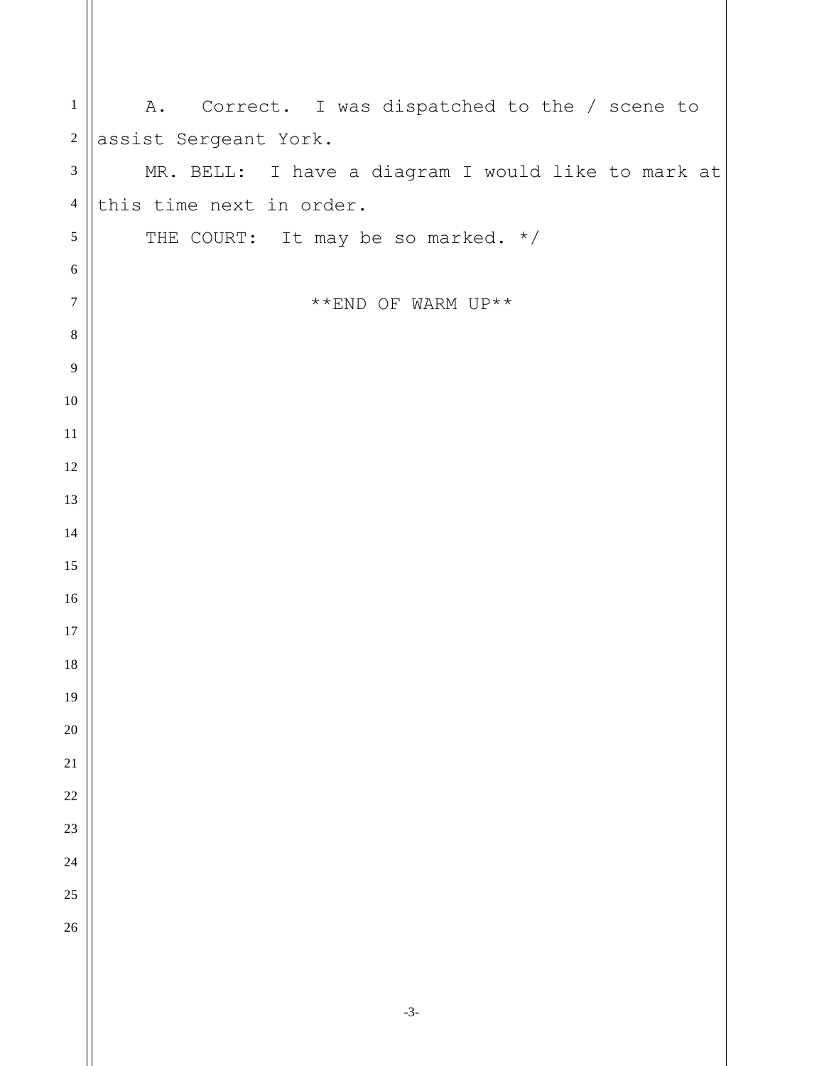A. Correct. I was dispatched to the / scene to assist Sergeant York.

MR. BELL: I have a diagram I would like to mark at this time next in order.

THE COURT: It may be so marked. */

**END OF WARM UP**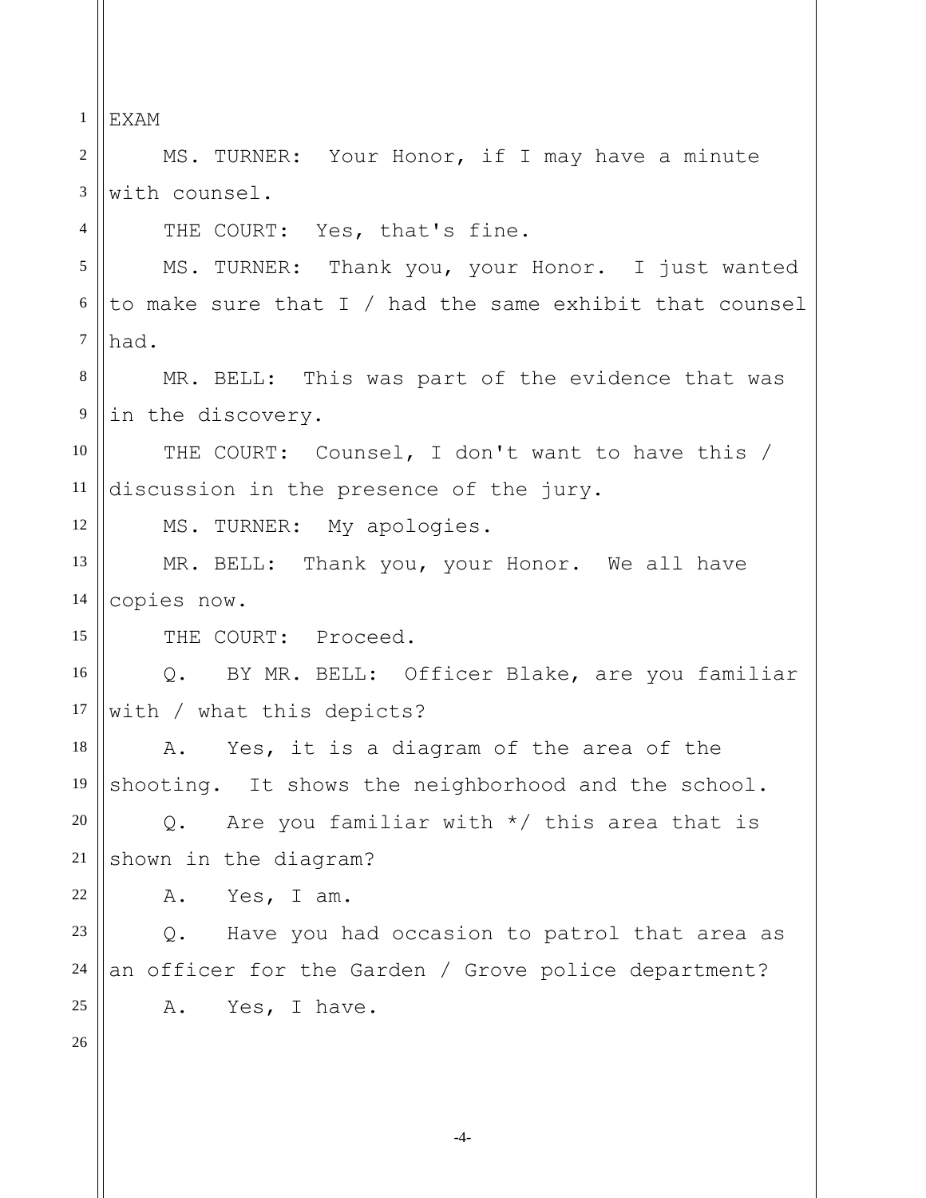EXAM

MS. TURNER: Your Honor, if I may have a minute with counsel.

THE COURT: Yes, that's fine.

MS. TURNER: Thank you, your Honor. I just wanted to make sure that I / had the same exhibit that counsel had.

MR. BELL: This was part of the evidence that was in the discovery.

THE COURT: Counsel, I don't want to have this / discussion in the presence of the jury.

MS. TURNER: My apologies.

MR. BELL: Thank you, your Honor. We all have copies now.

THE COURT: Proceed.

Q. BY MR. BELL: Officer Blake, are you familiar with / what this depicts?

A. Yes, it is a diagram of the area of the shooting. It shows the neighborhood and the school.

Q. Are you familiar with */ this area that is shown in the diagram?

A. Yes, I am.

Q. Have you had occasion to patrol that area as an officer for the Garden / Grove police department?

A. Yes, I have.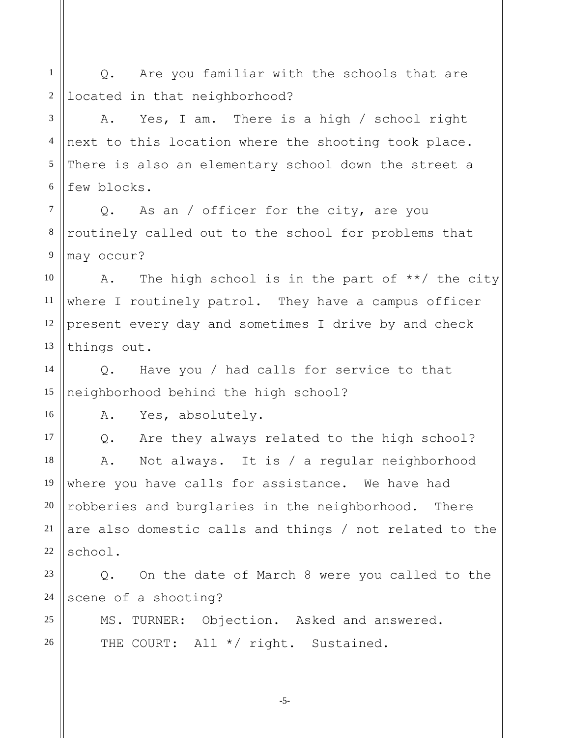Q. Are you familiar with the schools that are located in that neighborhood?

A. Yes, I am. There is a high / school right next to this location where the shooting took place. There is also an elementary school down the street a few blocks.

Q. As an / officer for the city, are you routinely called out to the school for problems that may occur?

A. The high school is in the part of **/ the city where I routinely patrol. They have a campus officer present every day and sometimes I drive by and check things out.

Q. Have you / had calls for service to that neighborhood behind the high school?

A. Yes, absolutely.

Q. Are they always related to the high school?

A. Not always. It is / a regular neighborhood where you have calls for assistance. We have had robberies and burglaries in the neighborhood. There are also domestic calls and things / not related to the school.

Q. On the date of March 8 were you called to the scene of a shooting?

MS. TURNER: Objection. Asked and answered.

THE COURT: All */ right. Sustained.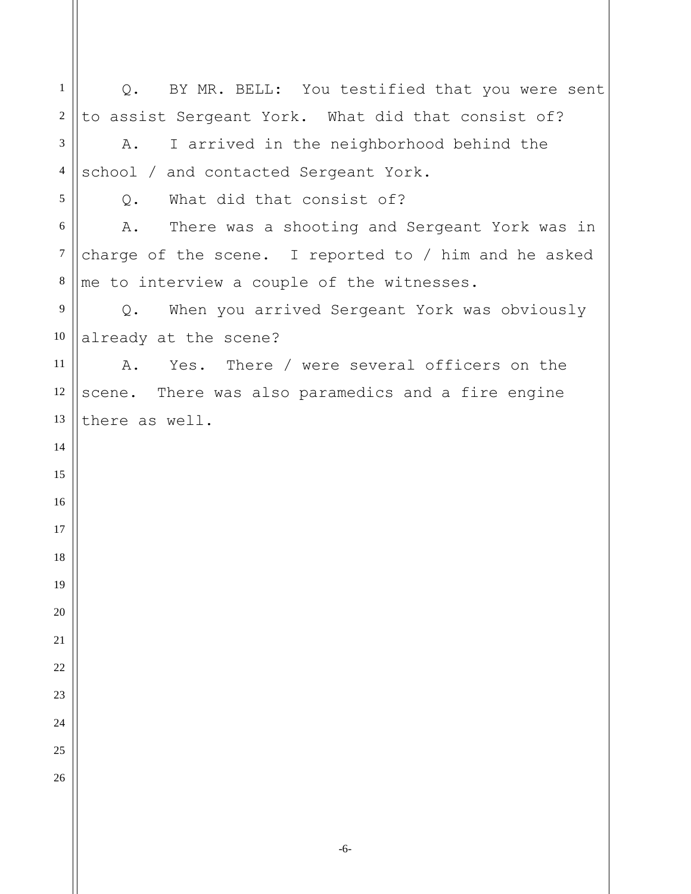Q. BY MR. BELL: You testified that you were sent to assist Sergeant York. What did that consist of?

A. I arrived in the neighborhood behind the school / and contacted Sergeant York.

Q. What did that consist of?

A. There was a shooting and Sergeant York was in charge of the scene. I reported to / him and he asked me to interview a couple of the witnesses.

Q. When you arrived Sergeant York was obviously already at the scene?

A. Yes. There / were several officers on the scene. There was also paramedics and a fire engine there as well.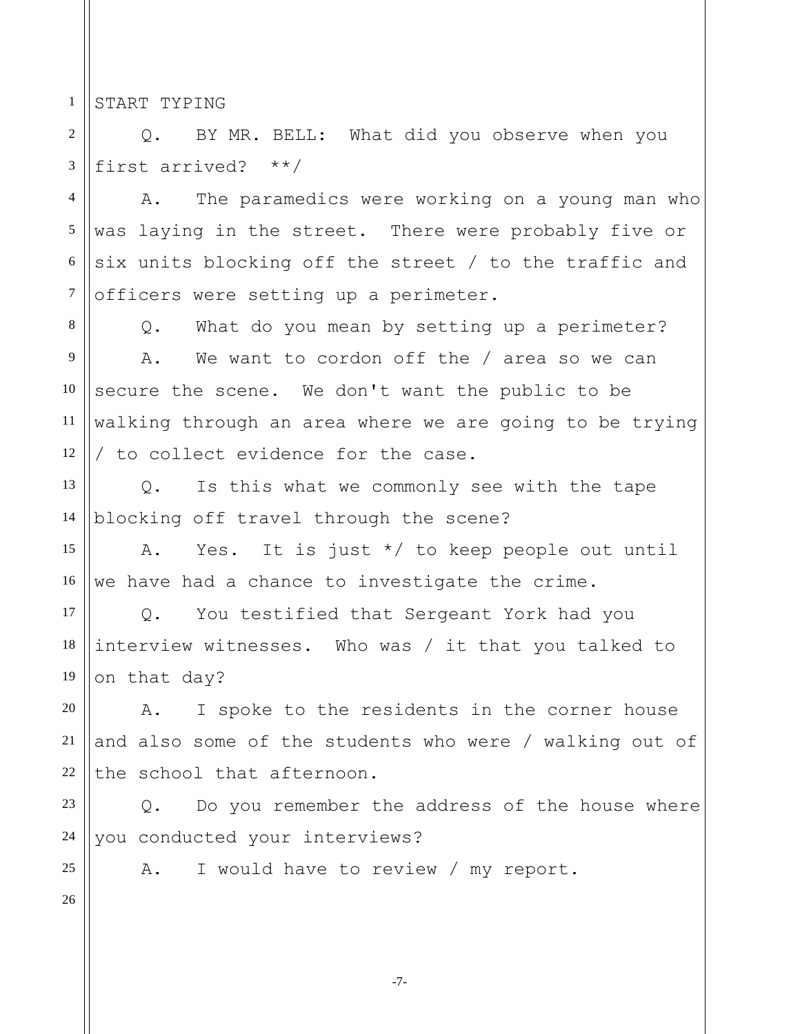START TYPING

Q. BY MR. BELL: What did you observe when you first arrived? **/

A. The paramedics were working on a young man who was laying in the street. There were probably five or six units blocking off the street / to the traffic and officers were setting up a perimeter.

Q. What do you mean by setting up a perimeter?

A. We want to cordon off the / area so we can secure the scene. We don't want the public to be walking through an area where we are going to be trying / to collect evidence for the case.

Q. Is this what we commonly see with the tape blocking off travel through the scene?

A. Yes. It is just */ to keep people out until we have had a chance to investigate the crime.

Q. You testified that Sergeant York had you interview witnesses. Who was / it that you talked to on that day?

A. I spoke to the residents in the corner house and also some of the students who were / walking out of the school that afternoon.

Q. Do you remember the address of the house where you conducted your interviews?

A. I would have to review / my report.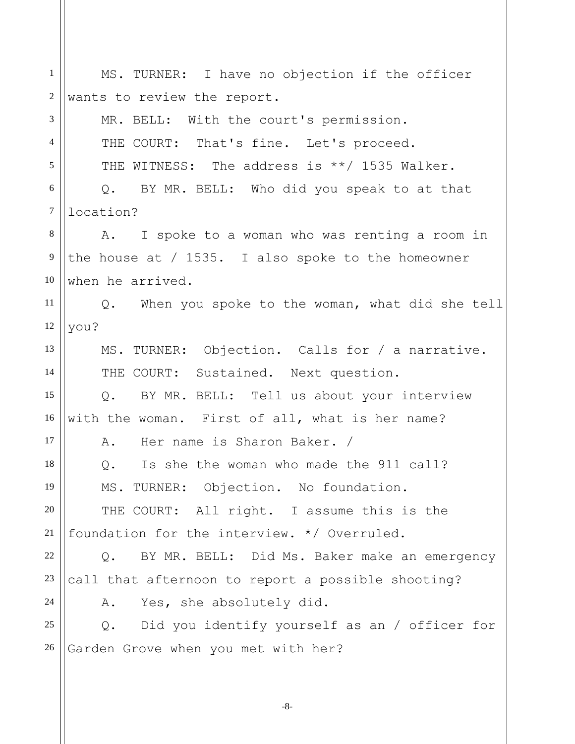MS. TURNER: I have no objection if the officer wants to review the report.

MR. BELL: With the court's permission.

THE COURT: That's fine. Let's proceed.

THE WITNESS: The address is **/ 1535 Walker.

Q. BY MR. BELL: Who did you speak to at that location?

A. I spoke to a woman who was renting a room in the house at / 1535. I also spoke to the homeowner when he arrived.

Q. When you spoke to the woman, what did she tell you?

MS. TURNER: Objection. Calls for / a narrative.

THE COURT: Sustained. Next question.

Q. BY MR. BELL: Tell us about your interview with the woman. First of all, what is her name?

A. Her name is Sharon Baker. /

Q. Is she the woman who made the 911 call?

MS. TURNER: Objection. No foundation.

THE COURT: All right. I assume this is the foundation for the interview. */ Overruled.

Q. BY MR. BELL: Did Ms. Baker make an emergency call that afternoon to report a possible shooting?

A. Yes, she absolutely did.

Q. Did you identify yourself as an / officer for Garden Grove when you met with her?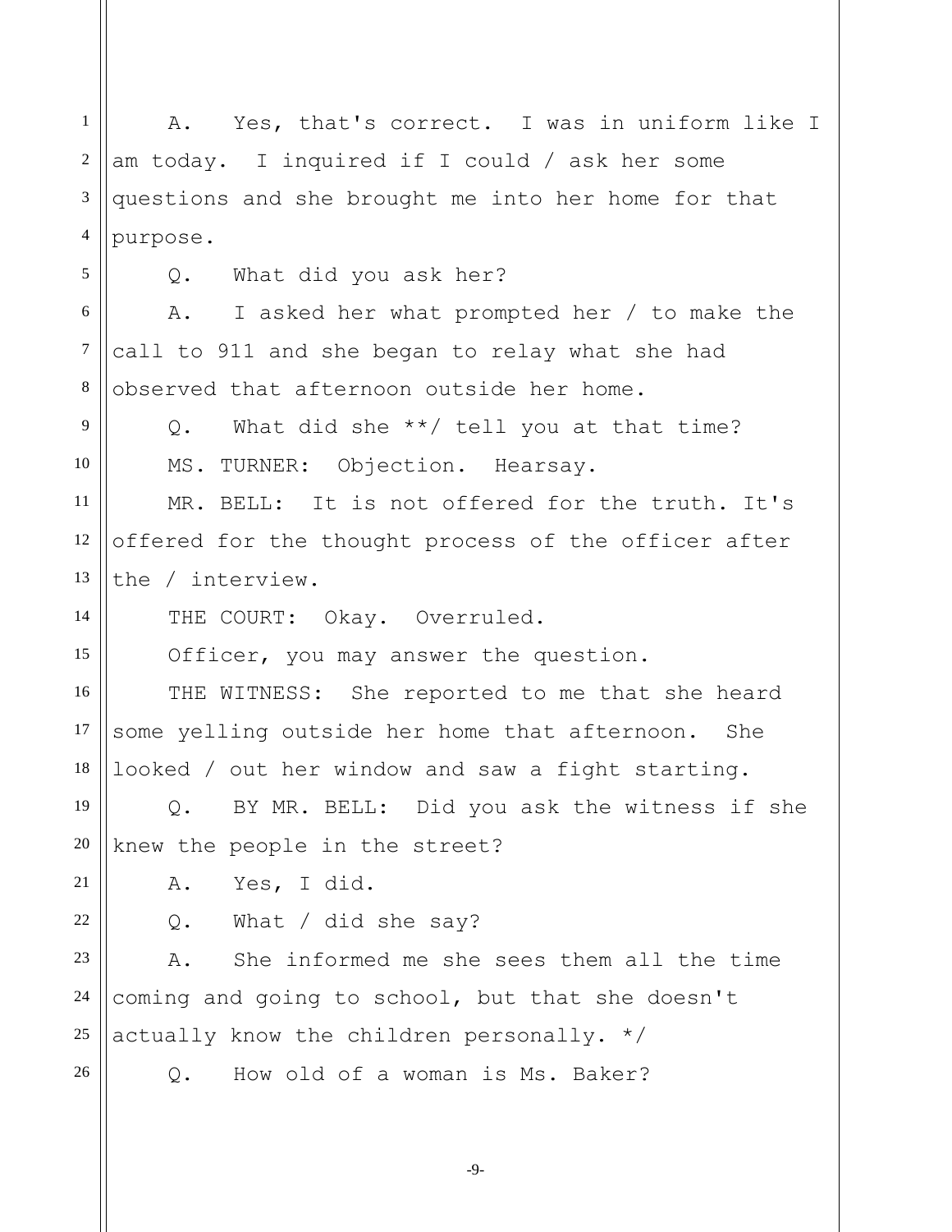A. Yes, that's correct. I was in uniform like I am today. I inquired if I could / ask her some questions and she brought me into her home for that purpose.

Q. What did you ask her?

A. I asked her what prompted her / to make the call to 911 and she began to relay what she had observed that afternoon outside her home.

Q. What did she **/ tell you at that time?

MS. TURNER: Objection. Hearsay.

MR. BELL: It is not offered for the truth. It's offered for the thought process of the officer after the / interview.

THE COURT: Okay. Overruled.

Officer, you may answer the question.

THE WITNESS: She reported to me that she heard some yelling outside her home that afternoon. She looked / out her window and saw a fight starting.

Q. BY MR. BELL: Did you ask the witness if she knew the people in the street?

A. Yes, I did.

Q. What / did she say?

A. She informed me she sees them all the time coming and going to school, but that she doesn't actually know the children personally. */

Q. How old of a woman is Ms. Baker?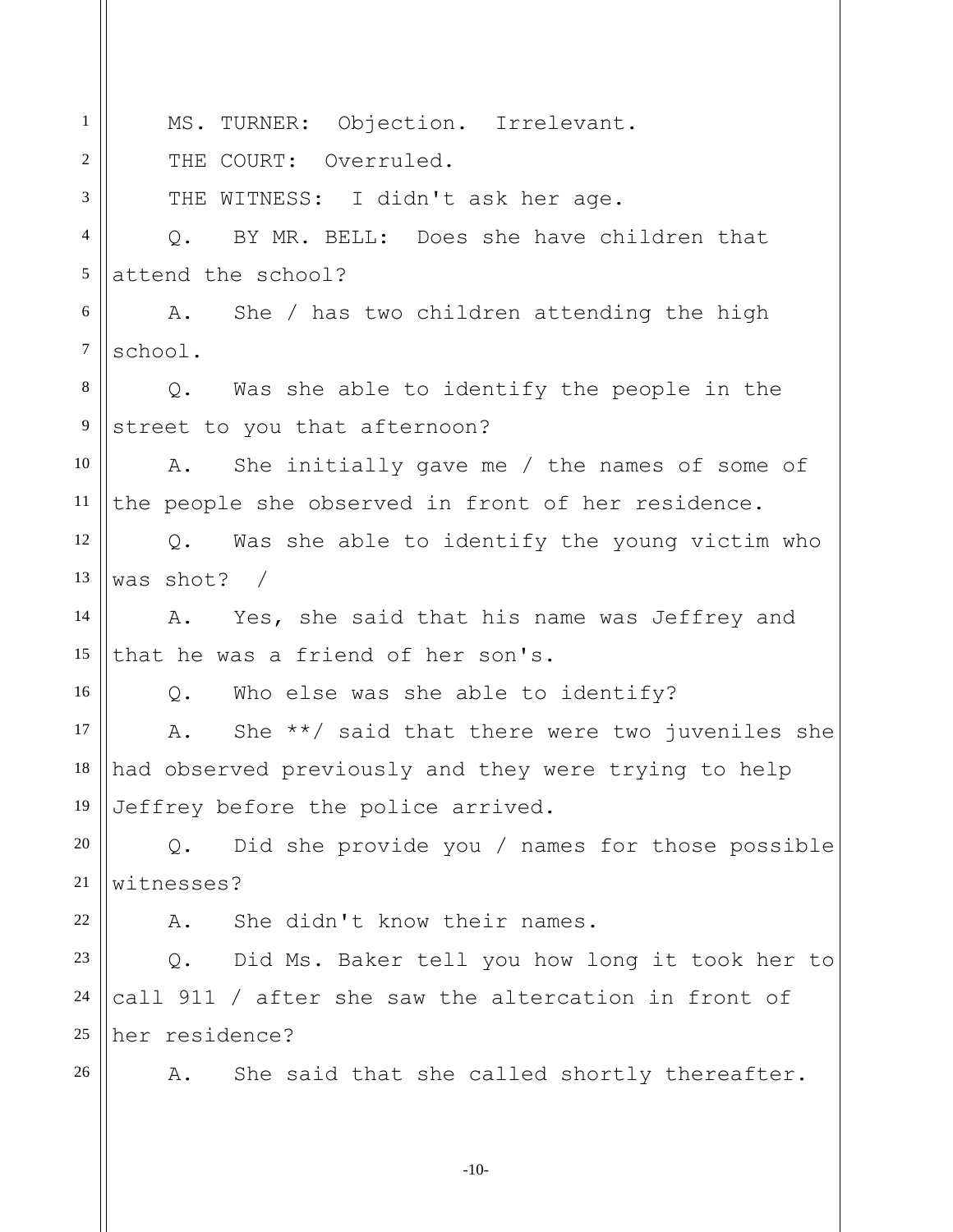MS. TURNER: Objection. Irrelevant.

THE COURT: Overruled.

THE WITNESS: I didn't ask her age.

Q. BY MR. BELL: Does she have children that attend the school?

A. She / has two children attending the high school.

Q. Was she able to identify the people in the street to you that afternoon?

A. She initially gave me / the names of some of the people she observed in front of her residence.

Q. Was she able to identify the young victim who was shot? /

A. Yes, she said that his name was Jeffrey and that he was a friend of her son's.

Q. Who else was she able to identify?

A. She **/ said that there were two juveniles she had observed previously and they were trying to help Jeffrey before the police arrived.

Q. Did she provide you / names for those possible witnesses?

A. She didn't know their names.

Q. Did Ms. Baker tell you how long it took her to call 911 / after she saw the altercation in front of her residence?

A. She said that she called shortly thereafter.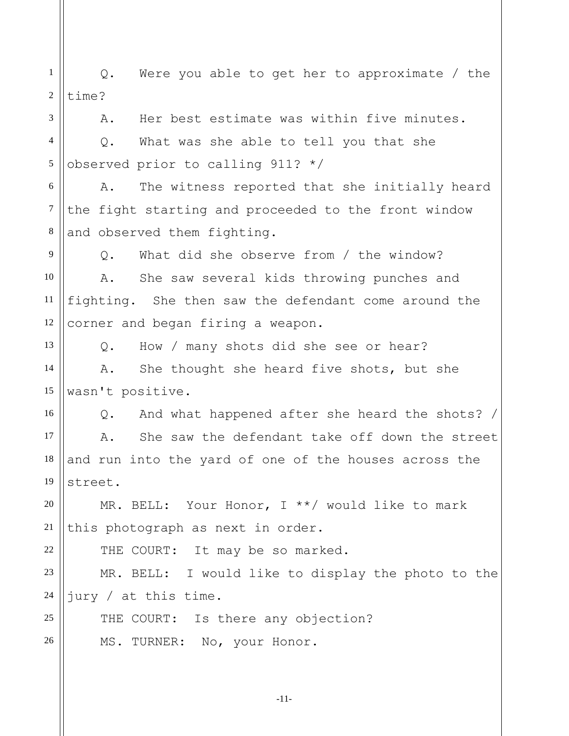Q. Were you able to get her to approximate / the time?

A. Her best estimate was within five minutes.

Q. What was she able to tell you that she observed prior to calling 911? */

A. The witness reported that she initially heard the fight starting and proceeded to the front window and observed them fighting.

Q. What did she observe from / the window?

A. She saw several kids throwing punches and fighting. She then saw the defendant come around the corner and began firing a weapon.

Q. How / many shots did she see or hear?

A. She thought she heard five shots, but she wasn't positive.

Q. And what happened after she heard the shots? /

A. She saw the defendant take off down the street and run into the yard of one of the houses across the street.

MR. BELL: Your Honor, I **/ would like to mark this photograph as next in order.

THE COURT: It may be so marked.

MR. BELL: I would like to display the photo to the jury / at this time.

THE COURT: Is there any objection?

MS. TURNER: No, your Honor.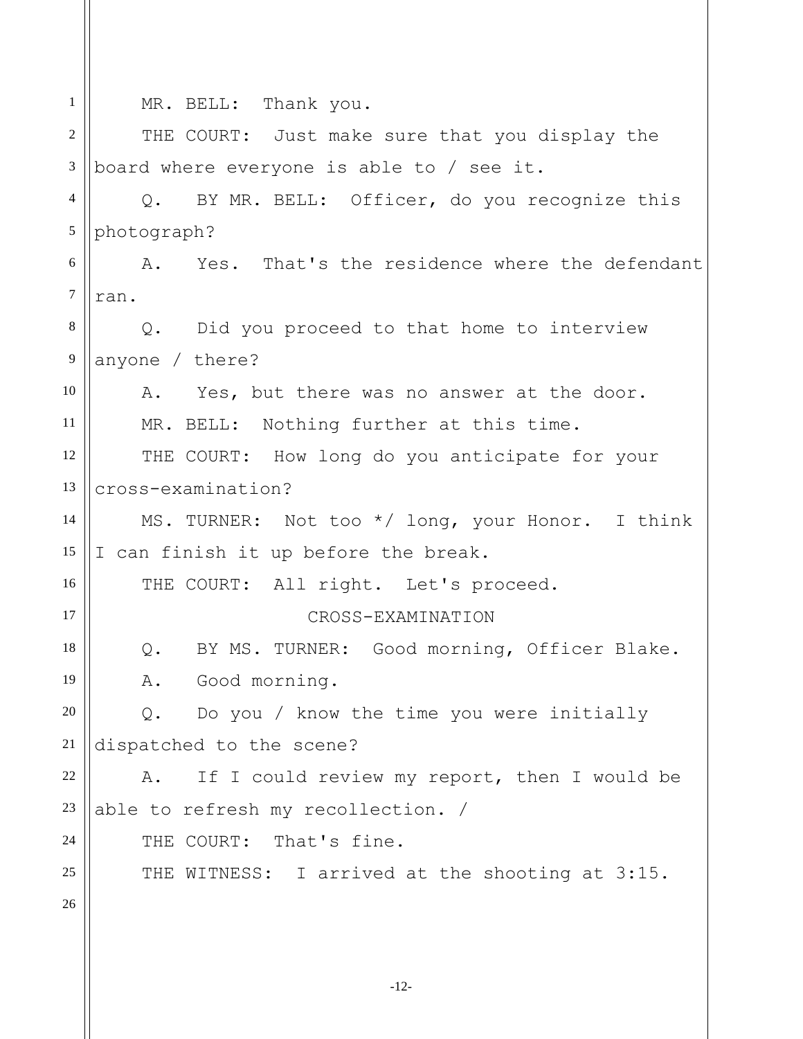MR. BELL: Thank you.

THE COURT: Just make sure that you display the board where everyone is able to / see it.

Q. BY MR. BELL: Officer, do you recognize this photograph?

A. Yes. That's the residence where the defendant ran.

Q. Did you proceed to that home to interview anyone / there?

A. Yes, but there was no answer at the door.

MR. BELL: Nothing further at this time.

THE COURT: How long do you anticipate for your cross-examination?

MS. TURNER: Not too */ long, your Honor. I think I can finish it up before the break.

THE COURT: All right. Let's proceed.

CROSS-EXAMINATION

Q. BY MS. TURNER: Good morning, Officer Blake.

A. Good morning.

Q. Do you / know the time you were initially dispatched to the scene?

A. If I could review my report, then I would be able to refresh my recollection. /

THE COURT: That's fine.

THE WITNESS: I arrived at the shooting at 3:15.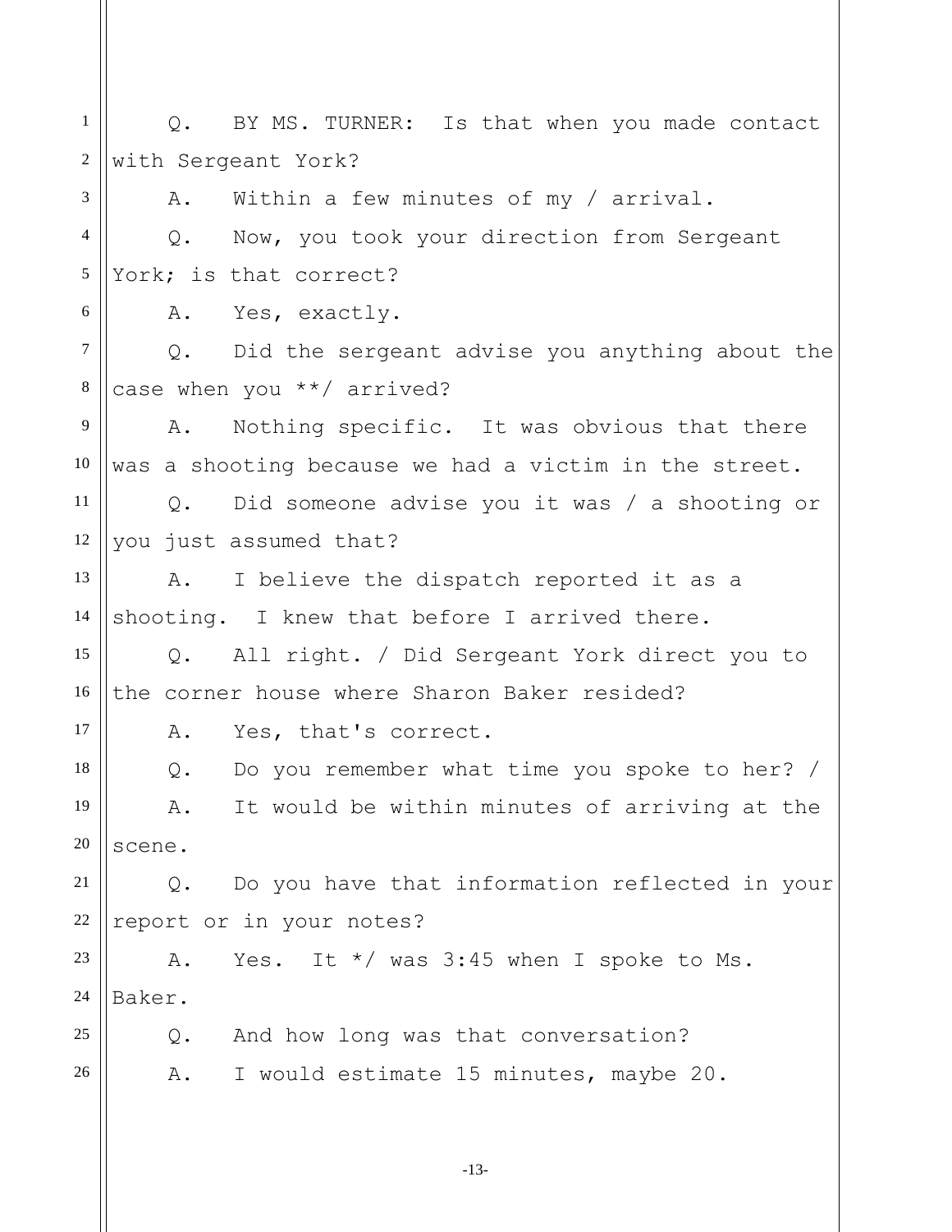Q. BY MS. TURNER: Is that when you made contact with Sergeant York?

A. Within a few minutes of my / arrival.

Q. Now, you took your direction from Sergeant York; is that correct?

A. Yes, exactly.

Q. Did the sergeant advise you anything about the case when you **/ arrived?

A. Nothing specific. It was obvious that there was a shooting because we had a victim in the street.

Q. Did someone advise you it was / a shooting or you just assumed that?

A. I believe the dispatch reported it as a shooting. I knew that before I arrived there.

Q. All right. / Did Sergeant York direct you to the corner house where Sharon Baker resided?

A. Yes, that's correct.

Q. Do you remember what time you spoke to her? /

A. It would be within minutes of arriving at the scene.

Q. Do you have that information reflected in your report or in your notes?

A. Yes. It */ was 3:45 when I spoke to Ms. Baker.

Q. And how long was that conversation?

A. I would estimate 15 minutes, maybe 20.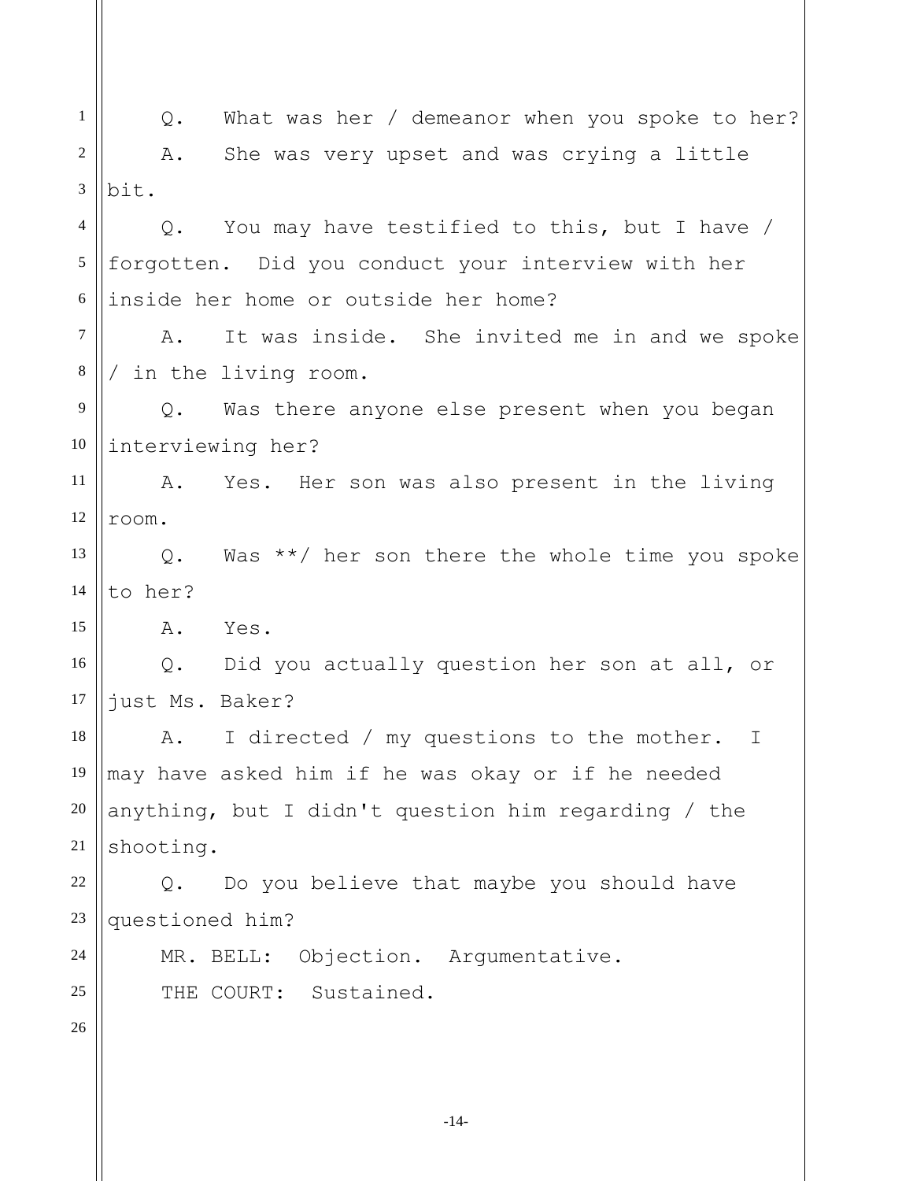Q. What was her / demeanor when you spoke to her?

A. She was very upset and was crying a little bit.

Q. You may have testified to this, but I have / forgotten. Did you conduct your interview with her inside her home or outside her home?

A. It was inside. She invited me in and we spoke / in the living room.

Q. Was there anyone else present when you began interviewing her?

A. Yes. Her son was also present in the living room.

Q. Was **/ her son there the whole time you spoke to her?

A. Yes.

Q. Did you actually question her son at all, or just Ms. Baker?

A. I directed / my questions to the mother. I may have asked him if he was okay or if he needed anything, but I didn't question him regarding / the shooting.

Q. Do you believe that maybe you should have questioned him?

MR. BELL: Objection. Argumentative.

THE COURT: Sustained.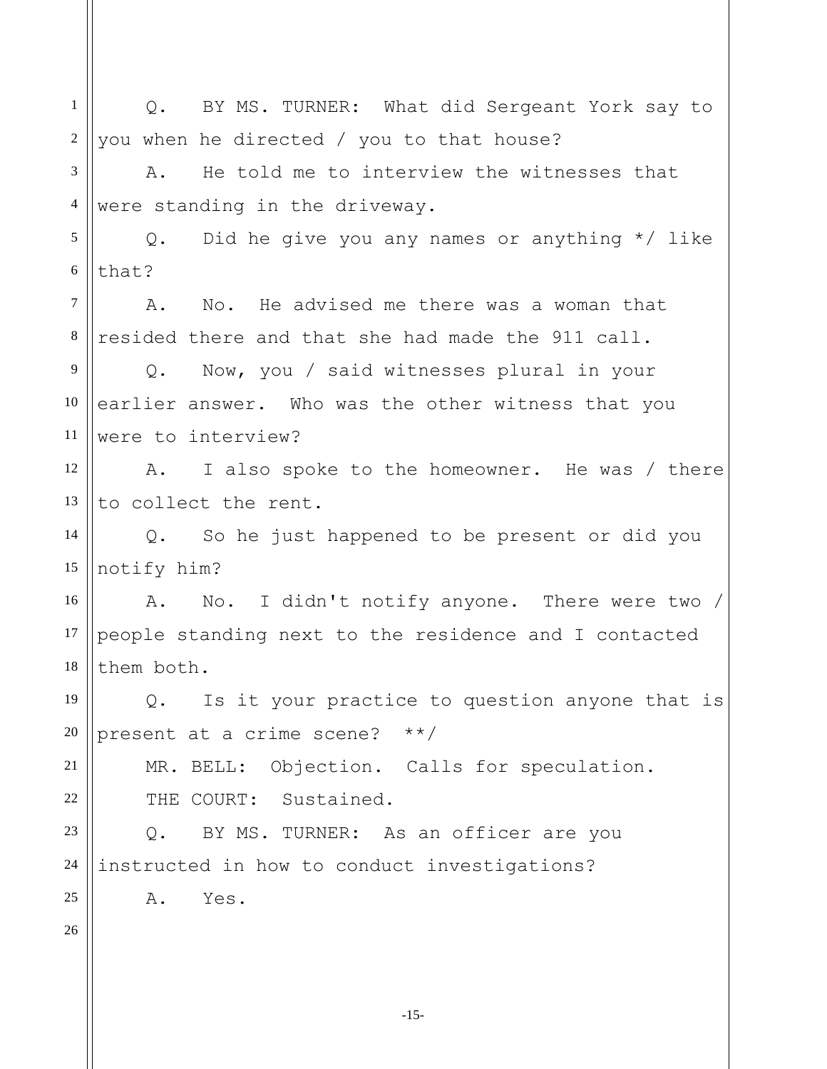Q. BY MS. TURNER: What did Sergeant York say to you when he directed / you to that house?

A. He told me to interview the witnesses that were standing in the driveway.

Q. Did he give you any names or anything */ like that?

A. No. He advised me there was a woman that resided there and that she had made the 911 call.

Q. Now, you / said witnesses plural in your earlier answer. Who was the other witness that you were to interview?

A. I also spoke to the homeowner. He was / there to collect the rent.

Q. So he just happened to be present or did you notify him?

A. No. I didn't notify anyone. There were two / people standing next to the residence and I contacted them both.

Q. Is it your practice to question anyone that is present at a crime scene? **/

MR. BELL: Objection. Calls for speculation.

THE COURT: Sustained.

Q. BY MS. TURNER: As an officer are you instructed in how to conduct investigations?

A. Yes.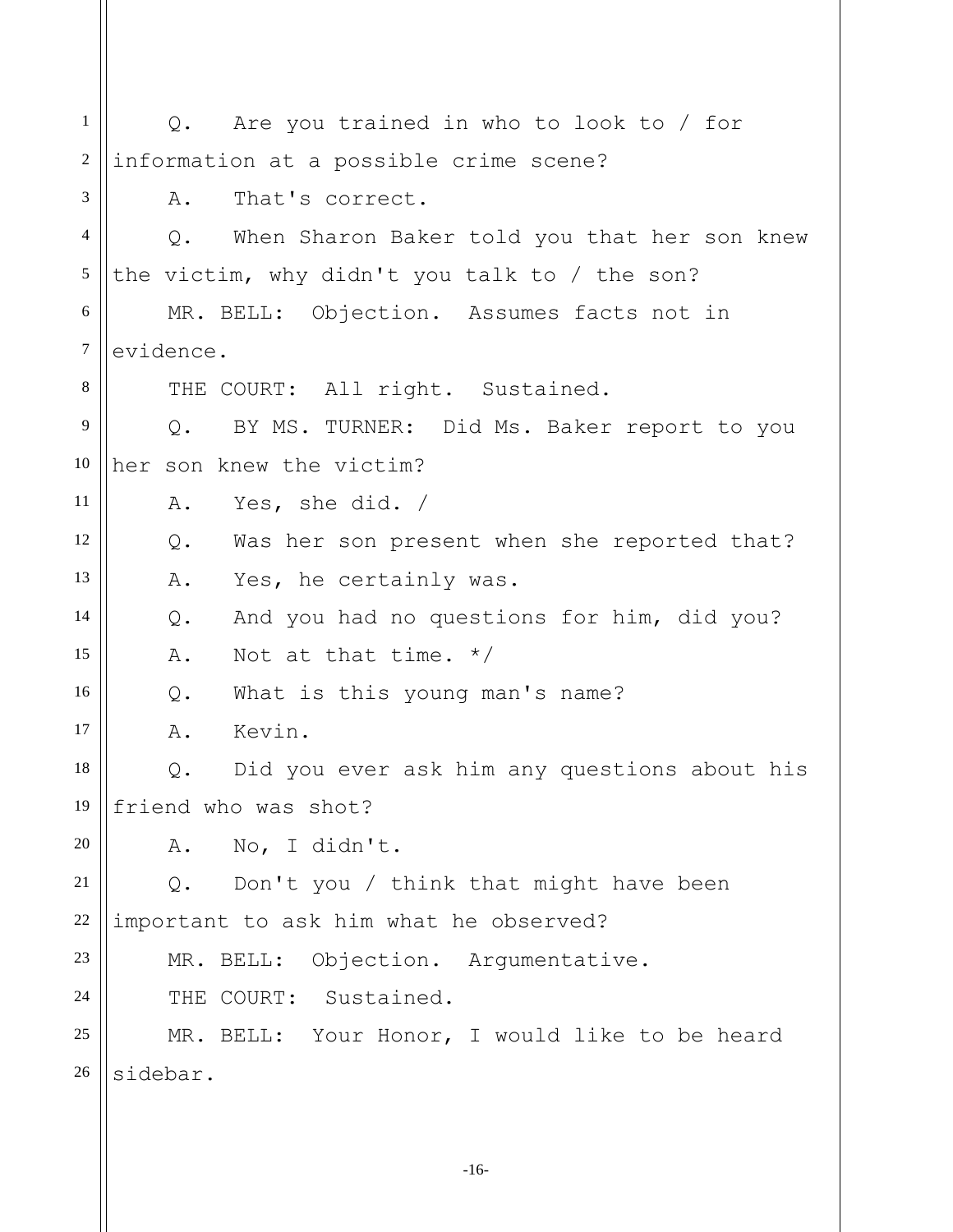Q. Are you trained in who to look to / for information at a possible crime scene?

A. That's correct.

Q. When Sharon Baker told you that her son knew the victim, why didn't you talk to / the son?

MR. BELL: Objection. Assumes facts not in evidence.

THE COURT: All right. Sustained.

Q. BY MS. TURNER: Did Ms. Baker report to you her son knew the victim?

A. Yes, she did. /

Q. Was her son present when she reported that?

A. Yes, he certainly was.

Q. And you had no questions for him, did you?

A. Not at that time. */

Q. What is this young man's name?

A. Kevin.

Q. Did you ever ask him any questions about his friend who was shot?

A. No, I didn't.

Q. Don't you / think that might have been important to ask him what he observed?

MR. BELL: Objection. Argumentative.

THE COURT: Sustained.

MR. BELL: Your Honor, I would like to be heard sidebar.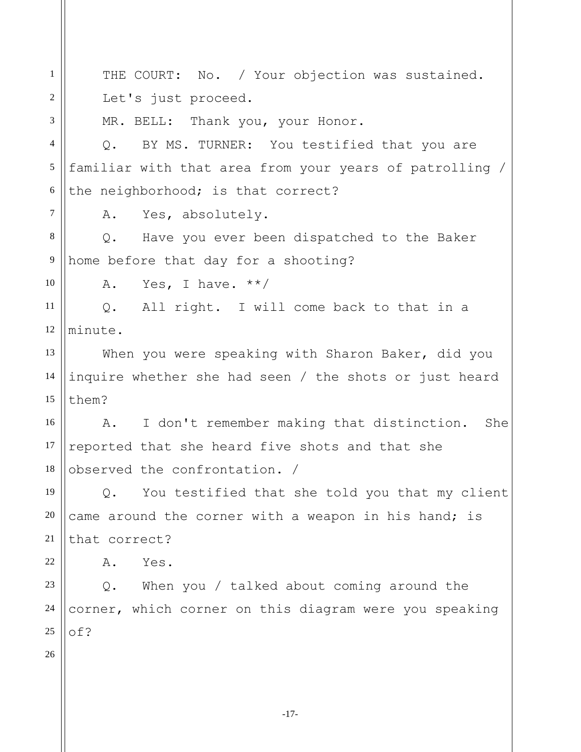THE COURT: No. / Your objection was sustained. Let's just proceed.

MR. BELL: Thank you, your Honor.

Q. BY MS. TURNER: You testified that you are familiar with that area from your years of patrolling / the neighborhood; is that correct?

A. Yes, absolutely.

Q. Have you ever been dispatched to the Baker home before that day for a shooting?

A. Yes, I have. **/

Q. All right. I will come back to that in a minute.

When you were speaking with Sharon Baker, did you inquire whether she had seen / the shots or just heard them?

A. I don't remember making that distinction. She reported that she heard five shots and that she observed the confrontation. /

Q. You testified that she told you that my client came around the corner with a weapon in his hand; is that correct?

A. Yes.

Q. When you / talked about coming around the corner, which corner on this diagram were you speaking of?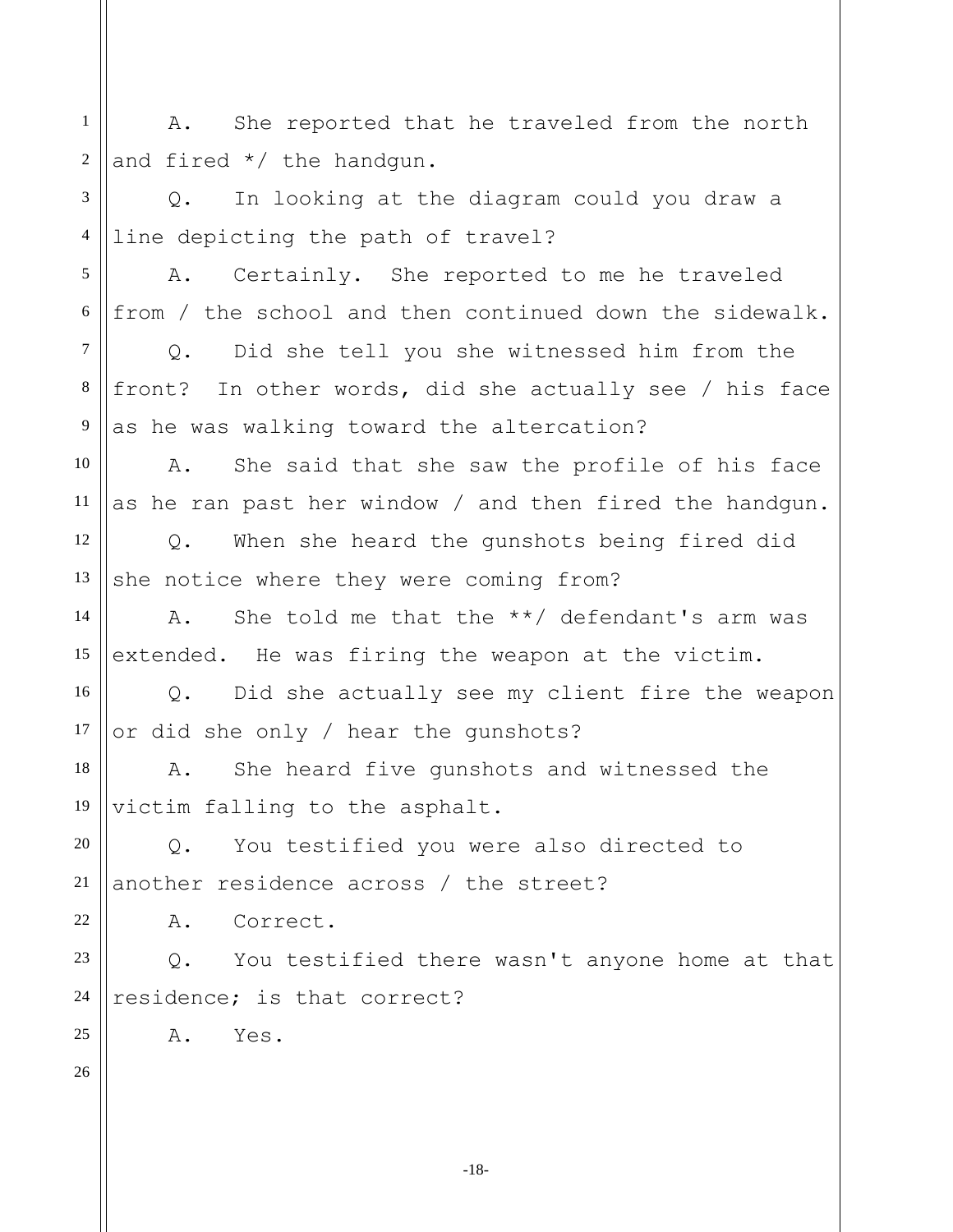A. She reported that he traveled from the north and fired */ the handgun.

Q. In looking at the diagram could you draw a line depicting the path of travel?

A. Certainly. She reported to me he traveled from / the school and then continued down the sidewalk.

Q. Did she tell you she witnessed him from the front? In other words, did she actually see / his face as he was walking toward the altercation?

A. She said that she saw the profile of his face as he ran past her window / and then fired the handgun.

Q. When she heard the gunshots being fired did she notice where they were coming from?

A. She told me that the **/ defendant's arm was extended. He was firing the weapon at the victim.

Q. Did she actually see my client fire the weapon or did she only / hear the gunshots?

A. She heard five gunshots and witnessed the victim falling to the asphalt.

Q. You testified you were also directed to another residence across / the street?

A. Correct.

Q. You testified there wasn't anyone home at that residence; is that correct?

A. Yes.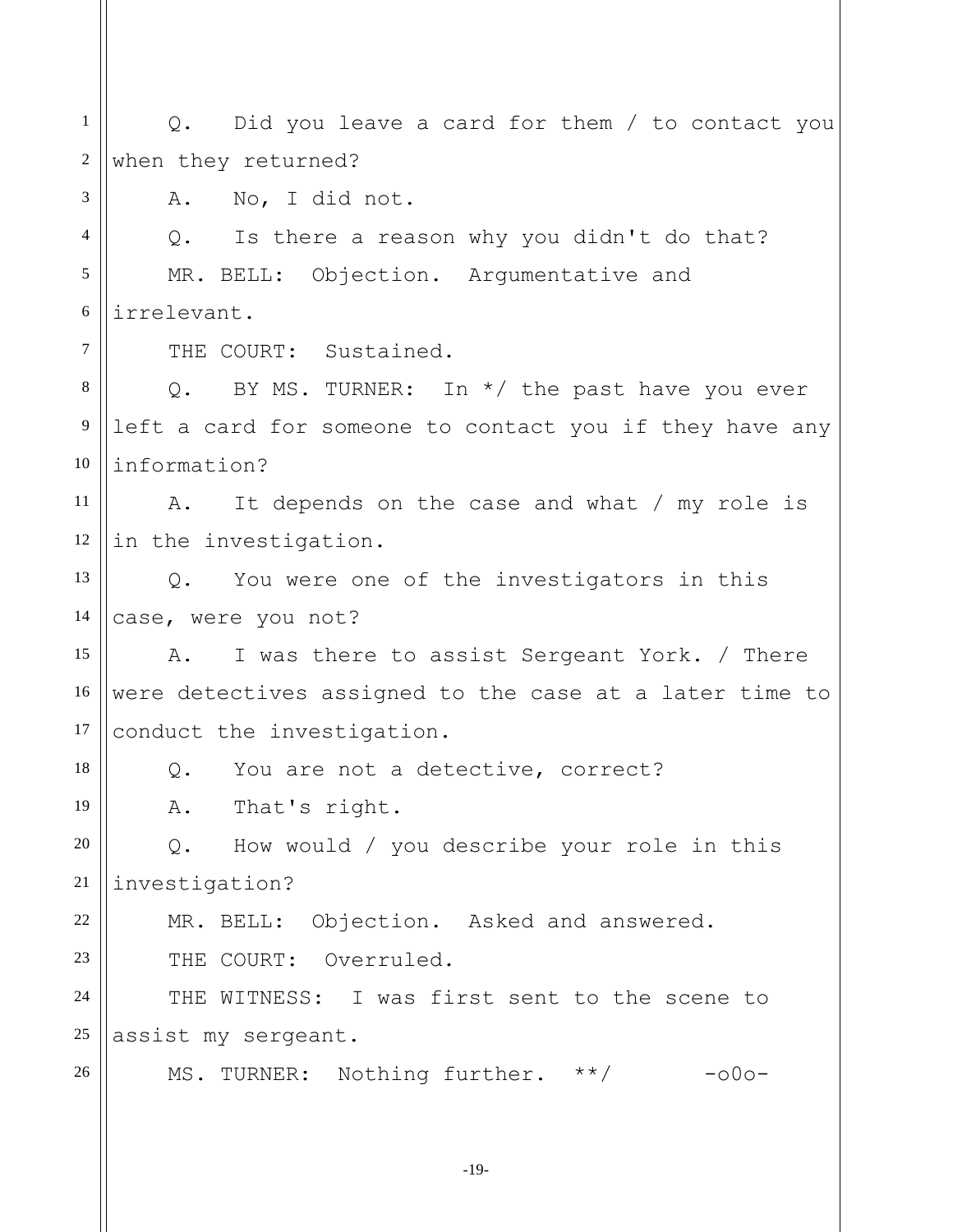Q. Did you leave a card for them / to contact you when they returned?

A. No, I did not.

Q. Is there a reason why you didn't do that?

MR. BELL: Objection. Argumentative and irrelevant.

THE COURT: Sustained.

Q. BY MS. TURNER: In */ the past have you ever left a card for someone to contact you if they have any information?

A. It depends on the case and what / my role is in the investigation.

Q. You were one of the investigators in this case, were you not?

A. I was there to assist Sergeant York. / There were detectives assigned to the case at a later time to conduct the investigation.

Q. You are not a detective, correct?

A. That's right.

Q. How would / you describe your role in this investigation?

MR. BELL: Objection. Asked and answered.

THE COURT: Overruled.

THE WITNESS: I was first sent to the scene to assist my sergeant.

MS. TURNER: Nothing further. **/ -o0o-